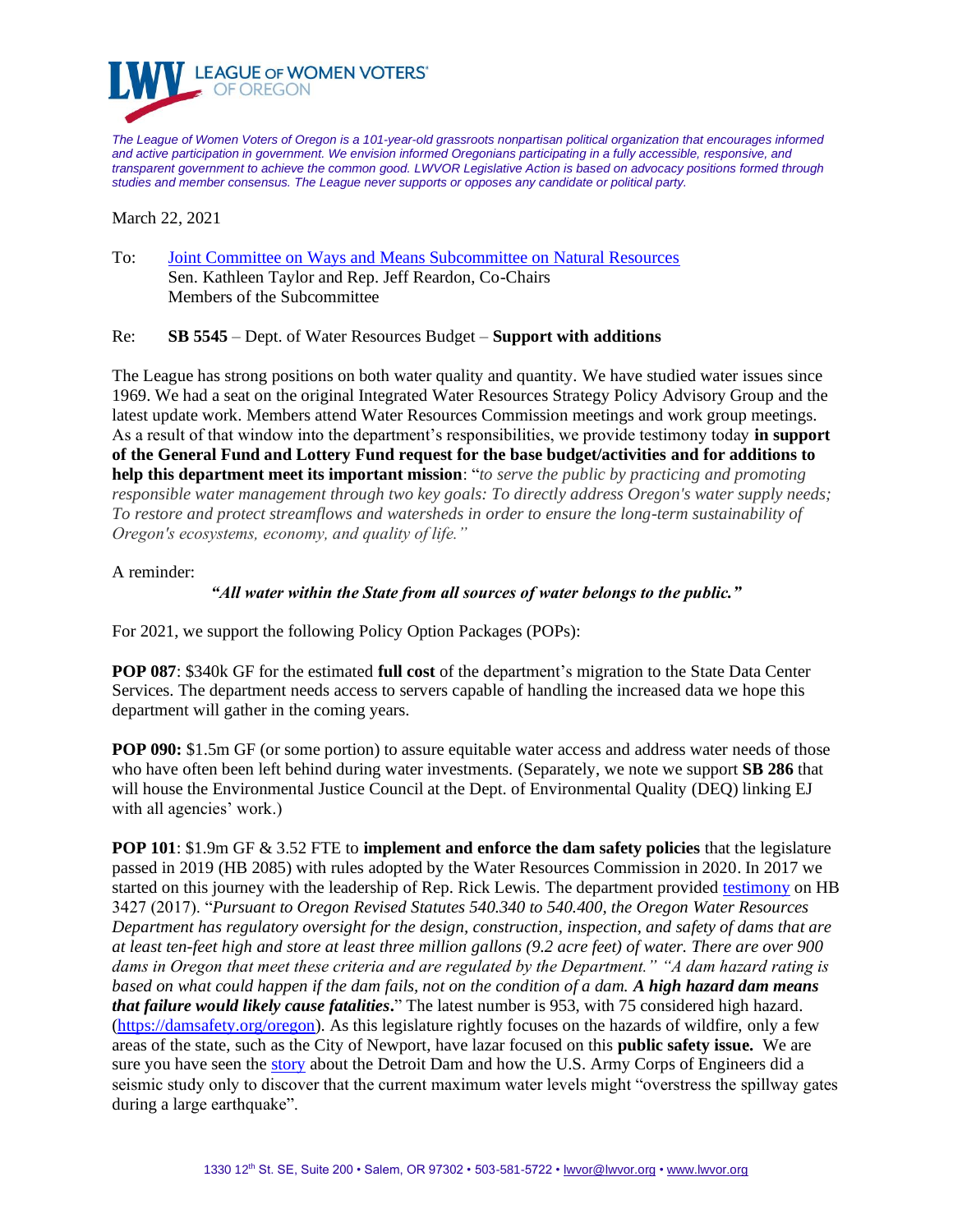# LWV LEAGUE OF WOMEN VOTERS® OF OREGON

*The League of Women Voters of Oregon is a 101-year-old grassroots nonpartisan political organization that encourages informed and active participation in government. We envision informed Oregonians participating in a fully accessible, responsive, and transparent government to achieve the common good. LWVOR Legislative Action is based on advocacy positions formed through studies and member consensus. The League never supports or opposes any candidate or political party.*

March 22, 2021

To: [Joint Committee on Ways and Means Subcommittee on Natural Resources](#)
Sen. Kathleen Taylor and Rep. Jeff Reardon, Co-Chairs
Members of the Subcommittee

Re: **SB 5545** – Dept. of Water Resources Budget – **Support with additions**

The League has strong positions on both water quality and quantity. We have studied water issues since 1969. We had a seat on the original Integrated Water Resources Strategy Policy Advisory Group and the latest update work. Members attend Water Resources Commission meetings and work group meetings. As a result of that window into the department's responsibilities, we provide testimony today **in support of the General Fund and Lottery Fund request for the base budget/activities and for additions to help this department meet its important mission**: "*to serve the public by practicing and promoting responsible water management through two key goals: To directly address Oregon's water supply needs; To restore and protect streamflows and watersheds in order to ensure the long-term sustainability of Oregon's ecosystems, economy, and quality of life.*"

A reminder:

***"All water within the State from all sources of water belongs to the public."***

For 2021, we support the following Policy Option Packages (POPs):

**POP 087**: $340k GF for the estimated **full cost** of the department's migration to the State Data Center Services. The department needs access to servers capable of handling the increased data we hope this department will gather in the coming years.

**POP 090:** $1.5m GF (or some portion) to assure equitable water access and address water needs of those who have often been left behind during water investments. (Separately, we note we support **SB 286** that will house the Environmental Justice Council at the Dept. of Environmental Quality (DEQ) linking EJ with all agencies' work.)

**POP 101**: $1.9m GF & 3.52 FTE to **implement and enforce the dam safety policies** that the legislature passed in 2019 (HB 2085) with rules adopted by the Water Resources Commission in 2020. In 2017 we started on this journey with the leadership of Rep. Rick Lewis. The department provided [testimony](#) on HB 3427 (2017). "*Pursuant to Oregon Revised Statutes 540.340 to 540.400, the Oregon Water Resources Department has regulatory oversight for the design, construction, inspection, and safety of dams that are at least ten-feet high and store at least three million gallons (9.2 acre feet) of water. There are over 900 dams in Oregon that meet these criteria and are regulated by the Department." "A dam hazard rating is based on what could happen if the dam fails, not on the condition of a dam. **A high hazard dam means that failure would likely cause fatalities**.*" The latest number is 953, with 75 considered high hazard. (https://damsafety.org/oregon). As this legislature rightly focuses on the hazards of wildfire, only a few areas of the state, such as the City of Newport, have lazar focused on this **public safety issue.** We are sure you have seen the [story](#) about the Detroit Dam and how the U.S. Army Corps of Engineers did a seismic study only to discover that the current maximum water levels might "overstress the spillway gates during a large earthquake".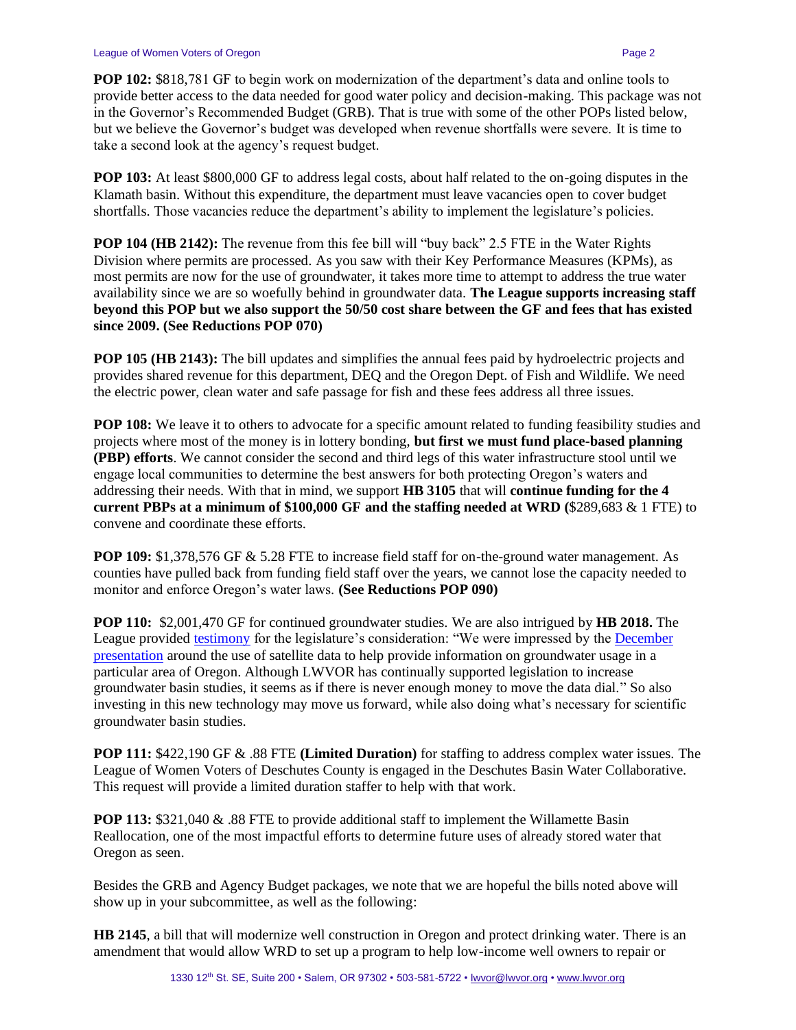**POP 102:** $818,781 GF to begin work on modernization of the department's data and online tools to provide better access to the data needed for good water policy and decision-making. This package was not in the Governor's Recommended Budget (GRB). That is true with some of the other POPs listed below, but we believe the Governor's budget was developed when revenue shortfalls were severe. It is time to take a second look at the agency's request budget.

**POP 103:** At least $800,000 GF to address legal costs, about half related to the on-going disputes in the Klamath basin. Without this expenditure, the department must leave vacancies open to cover budget shortfalls. Those vacancies reduce the department's ability to implement the legislature's policies.

**POP 104 (HB 2142):** The revenue from this fee bill will "buy back" 2.5 FTE in the Water Rights Division where permits are processed. As you saw with their Key Performance Measures (KPMs), as most permits are now for the use of groundwater, it takes more time to attempt to address the true water availability since we are so woefully behind in groundwater data. **The League supports increasing staff beyond this POP but we also support the 50/50 cost share between the GF and fees that has existed since 2009. (See Reductions POP 070)**

**POP 105 (HB 2143):** The bill updates and simplifies the annual fees paid by hydroelectric projects and provides shared revenue for this department, DEQ and the Oregon Dept. of Fish and Wildlife. We need the electric power, clean water and safe passage for fish and these fees address all three issues.

**POP 108:** We leave it to others to advocate for a specific amount related to funding feasibility studies and projects where most of the money is in lottery bonding, **but first we must fund place-based planning (PBP) efforts**. We cannot consider the second and third legs of this water infrastructure stool until we engage local communities to determine the best answers for both protecting Oregon's waters and addressing their needs. With that in mind, we support **HB 3105** that will **continue funding for the 4 current PBPs at a minimum of $100,000 GF and the staffing needed at WRD (**$289,683 & 1 FTE) to convene and coordinate these efforts.

**POP 109:** $1,378,576 GF & 5.28 FTE to increase field staff for on-the-ground water management. As counties have pulled back from funding field staff over the years, we cannot lose the capacity needed to monitor and enforce Oregon's water laws. **(See Reductions POP 090)**

**POP 110:** $2,001,470 GF for continued groundwater studies. We are also intrigued by **HB 2018.** The League provided testimony for the legislature's consideration: "We were impressed by the December presentation around the use of satellite data to help provide information on groundwater usage in a particular area of Oregon. Although LWVOR has continually supported legislation to increase groundwater basin studies, it seems as if there is never enough money to move the data dial." So also investing in this new technology may move us forward, while also doing what's necessary for scientific groundwater basin studies.

**POP 111:** $422,190 GF & .88 FTE **(Limited Duration)** for staffing to address complex water issues. The League of Women Voters of Deschutes County is engaged in the Deschutes Basin Water Collaborative. This request will provide a limited duration staffer to help with that work.

**POP 113:** $321,040 & .88 FTE to provide additional staff to implement the Willamette Basin Reallocation, one of the most impactful efforts to determine future uses of already stored water that Oregon as seen.

Besides the GRB and Agency Budget packages, we note that we are hopeful the bills noted above will show up in your subcommittee, as well as the following:

**HB 2145**, a bill that will modernize well construction in Oregon and protect drinking water. There is an amendment that would allow WRD to set up a program to help low-income well owners to repair or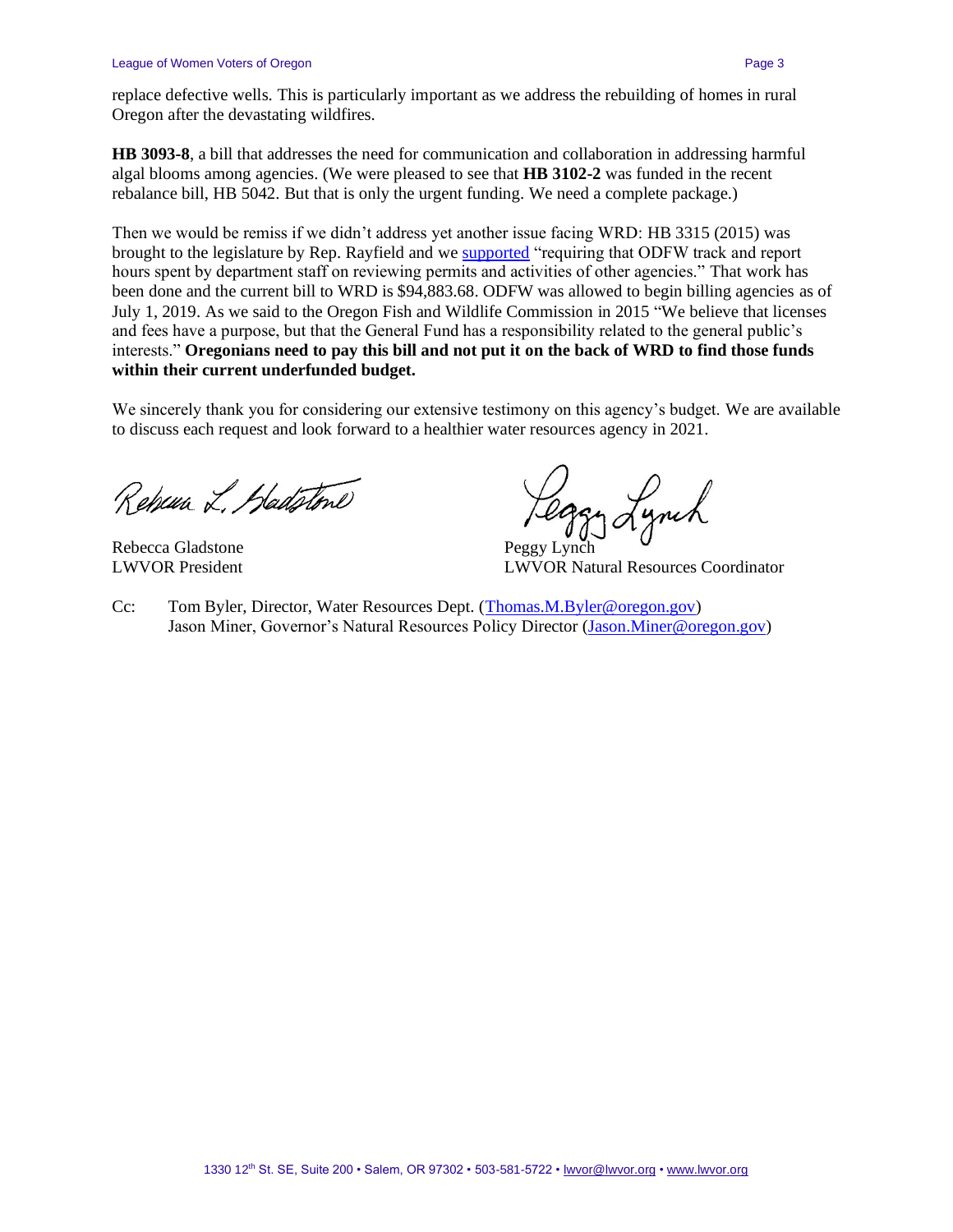replace defective wells. This is particularly important as we address the rebuilding of homes in rural Oregon after the devastating wildfires.

**HB 3093-8**, a bill that addresses the need for communication and collaboration in addressing harmful algal blooms among agencies. (We were pleased to see that **HB 3102-2** was funded in the recent rebalance bill, HB 5042. But that is only the urgent funding. We need a complete package.)

Then we would be remiss if we didn't address yet another issue facing WRD: HB 3315 (2015) was brought to the legislature by Rep. Rayfield and we supported "requiring that ODFW track and report hours spent by department staff on reviewing permits and activities of other agencies." That work has been done and the current bill to WRD is $94,883.68. ODFW was allowed to begin billing agencies as of July 1, 2019. As we said to the Oregon Fish and Wildlife Commission in 2015 "We believe that licenses and fees have a purpose, but that the General Fund has a responsibility related to the general public's interests." **Oregonians need to pay this bill and not put it on the back of WRD to find those funds within their current underfunded budget.**

We sincerely thank you for considering our extensive testimony on this agency's budget. We are available to discuss each request and look forward to a healthier water resources agency in 2021.

Rebecca L. Gladstone

Rebecca Gladstone
LWVOR President

Peggy Lynch

Peggy Lynch
LWVOR Natural Resources Coordinator

Cc: Tom Byler, Director, Water Resources Dept. (Thomas.M.Byler@oregon.gov)
Jason Miner, Governor's Natural Resources Policy Director (Jason.Miner@oregon.gov)

1330 12th St. SE, Suite 200 • Salem, OR 97302 • 503-581-5722 • lwvor@lwvor.org • www.lwvor.org